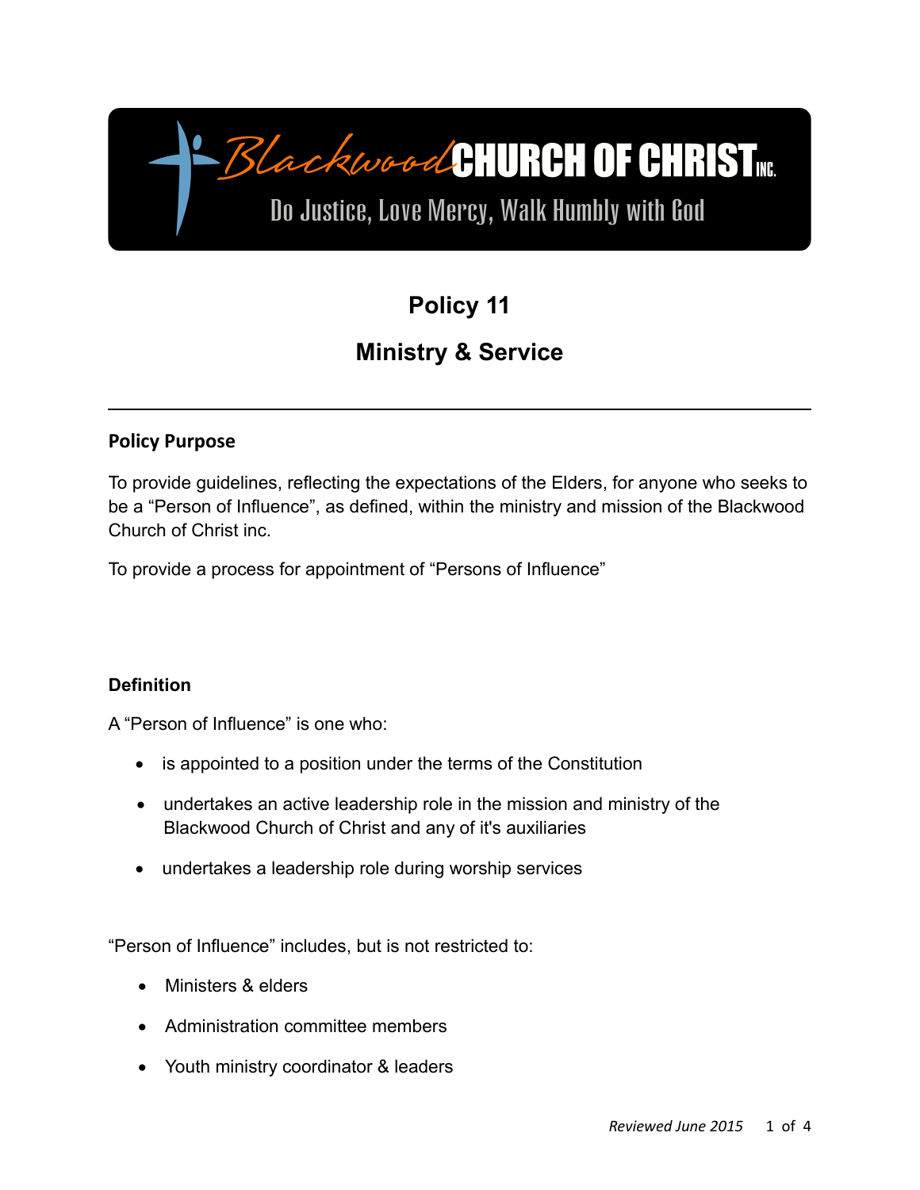Blackwood CHURCH OF CHRIST INC.

Do Justice, Love Mercy, Walk Humbly with God

# Policy 11

# Ministry & Service

---

### Policy Purpose

To provide guidelines, reflecting the expectations of the Elders, for anyone who seeks to be a "Person of Influence", as defined, within the ministry and mission of the Blackwood Church of Christ inc.

To provide a process for appointment of "Persons of Influence"

### Definition

A "Person of Influence" is one who:

- is appointed to a position under the terms of the Constitution
- undertakes an active leadership role in the mission and ministry of the Blackwood Church of Christ and any of it's auxiliaries
- undertakes a leadership role during worship services

"Person of Influence" includes, but is not restricted to:

- Ministers & elders
- Administration committee members
- Youth ministry coordinator & leaders

*Reviewed June 2015*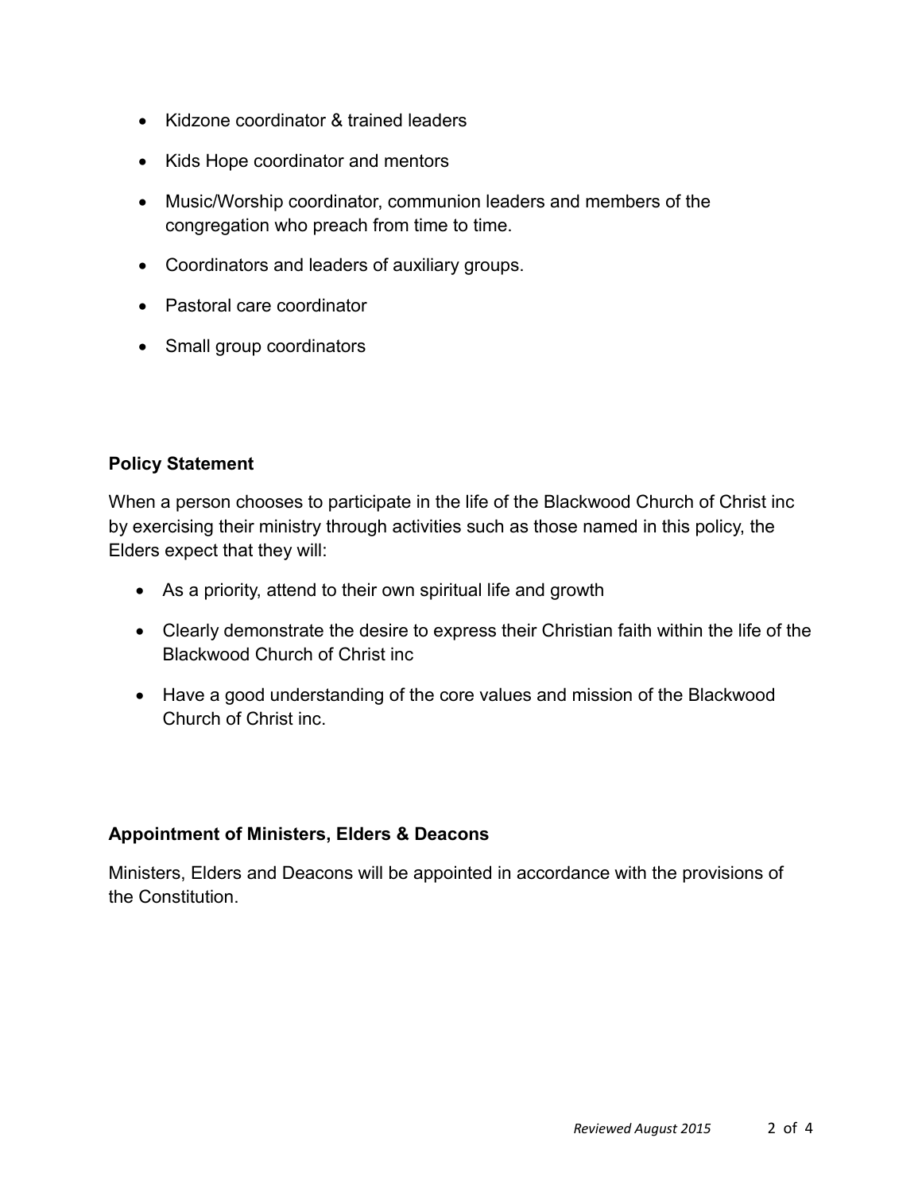- Kidzone coordinator & trained leaders
- Kids Hope coordinator and mentors
- Music/Worship coordinator, communion leaders and members of the congregation who preach from time to time.
- Coordinators and leaders of auxiliary groups.
- Pastoral care coordinator
- Small group coordinators

**Policy Statement**

When a person chooses to participate in the life of the Blackwood Church of Christ inc by exercising their ministry through activities such as those named in this policy, the Elders expect that they will:

- As a priority, attend to their own spiritual life and growth
- Clearly demonstrate the desire to express their Christian faith within the life of the Blackwood Church of Christ inc
- Have a good understanding of the core values and mission of the Blackwood Church of Christ inc.

**Appointment of Ministers, Elders & Deacons**

Ministers, Elders and Deacons will be appointed in accordance with the provisions of the Constitution.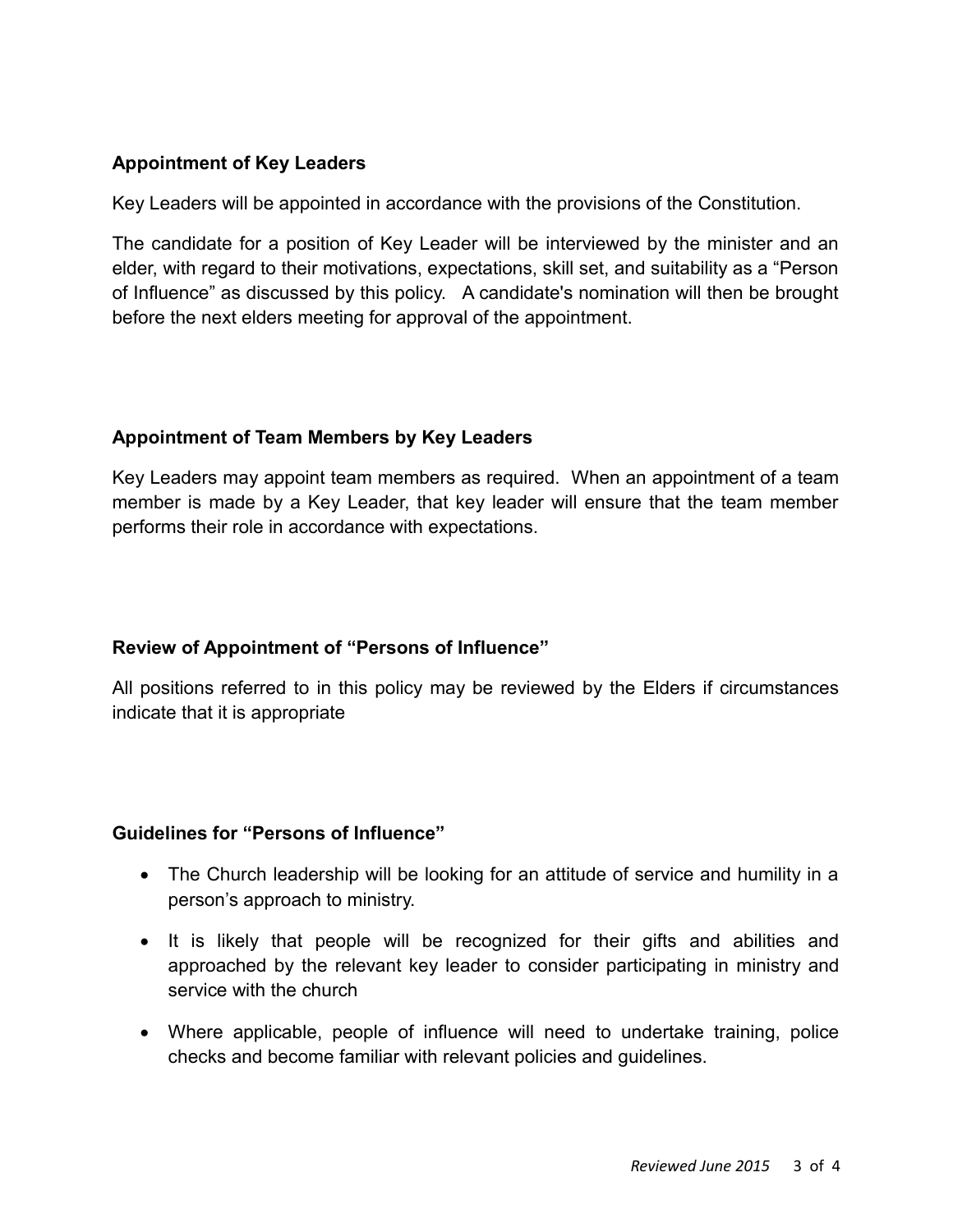## Appointment of Key Leaders

Key Leaders will be appointed in accordance with the provisions of the Constitution.

The candidate for a position of Key Leader will be interviewed by the minister and an elder, with regard to their motivations, expectations, skill set, and suitability as a "Person of Influence" as discussed by this policy. A candidate's nomination will then be brought before the next elders meeting for approval of the appointment.

## Appointment of Team Members by Key Leaders

Key Leaders may appoint team members as required. When an appointment of a team member is made by a Key Leader, that key leader will ensure that the team member performs their role in accordance with expectations.

## Review of Appointment of "Persons of Influence"

All positions referred to in this policy may be reviewed by the Elders if circumstances indicate that it is appropriate

## Guidelines for "Persons of Influence"

- The Church leadership will be looking for an attitude of service and humility in a person's approach to ministry.
- It is likely that people will be recognized for their gifts and abilities and approached by the relevant key leader to consider participating in ministry and service with the church
- Where applicable, people of influence will need to undertake training, police checks and become familiar with relevant policies and guidelines.

*Reviewed June 2015*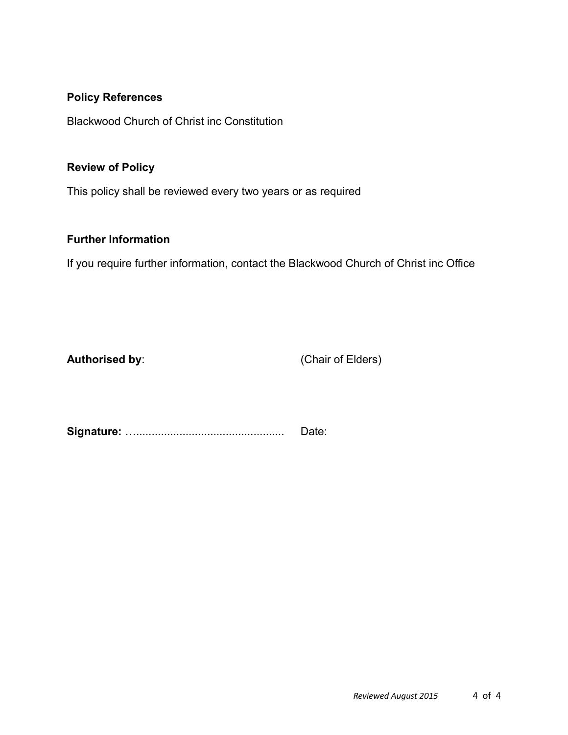**Policy References**

Blackwood Church of Christ inc Constitution

**Review of Policy**

This policy shall be reviewed every two years or as required

**Further Information**

If you require further information, contact the Blackwood Church of Christ inc Office

**Authorised by**: (Chair of Elders)

**Signature:** …............................................... Date:

*Reviewed August 2015*